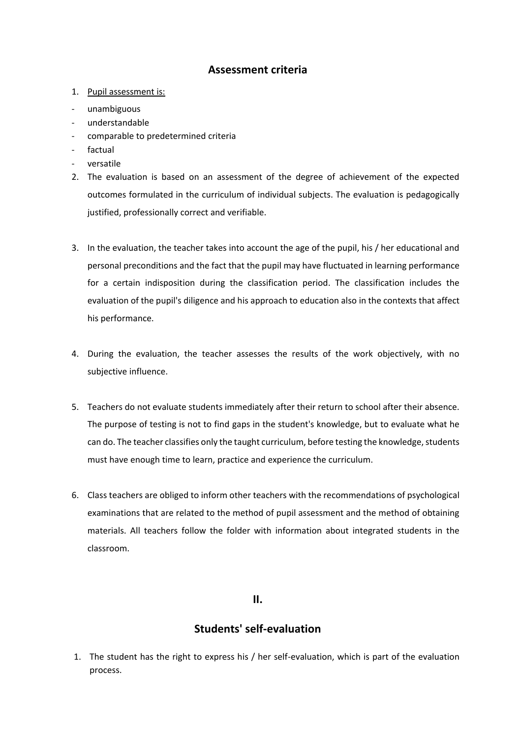## Assessment criteria

1. Pupil assessment is:

- unambiguous
- understandable
- comparable to predetermined criteria
- factual
- versatile

2. The evaluation is based on an assessment of the degree of achievement of the expected outcomes formulated in the curriculum of individual subjects. The evaluation is pedagogically justified, professionally correct and verifiable.

3. In the evaluation, the teacher takes into account the age of the pupil, his / her educational and personal preconditions and the fact that the pupil may have fluctuated in learning performance for a certain indisposition during the classification period. The classification includes the evaluation of the pupil's diligence and his approach to education also in the contexts that affect his performance.

4. During the evaluation, the teacher assesses the results of the work objectively, with no subjective influence.

5. Teachers do not evaluate students immediately after their return to school after their absence. The purpose of testing is not to find gaps in the student's knowledge, but to evaluate what he can do. The teacher classifies only the taught curriculum, before testing the knowledge, students must have enough time to learn, practice and experience the curriculum.

6. Class teachers are obliged to inform other teachers with the recommendations of psychological examinations that are related to the method of pupil assessment and the method of obtaining materials. All teachers follow the folder with information about integrated students in the classroom.

## II.

## Students' self-evaluation

1. The student has the right to express his / her self-evaluation, which is part of the evaluation process.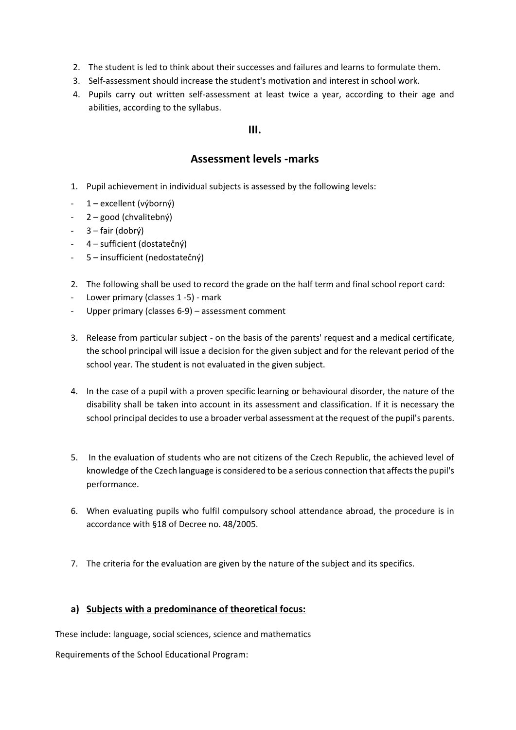2. The student is led to think about their successes and failures and learns to formulate them.
3. Self-assessment should increase the student's motivation and interest in school work.
4. Pupils carry out written self-assessment at least twice a year, according to their age and abilities, according to the syllabus.

## III.

## Assessment levels -marks

1. Pupil achievement in individual subjects is assessed by the following levels:

- 1 – excellent (výborný)
- 2 – good (chvalitebný)
- 3 – fair (dobrý)
- 4 – sufficient (dostatečný)
- 5 – insufficient (nedostatečný)

2. The following shall be used to record the grade on the half term and final school report card:

- Lower primary (classes 1 -5) - mark
- Upper primary (classes 6-9) – assessment comment

3. Release from particular subject - on the basis of the parents' request and a medical certificate, the school principal will issue a decision for the given subject and for the relevant period of the school year. The student is not evaluated in the given subject.

4. In the case of a pupil with a proven specific learning or behavioural disorder, the nature of the disability shall be taken into account in its assessment and classification. If it is necessary the school principal decides to use a broader verbal assessment at the request of the pupil's parents.

5. In the evaluation of students who are not citizens of the Czech Republic, the achieved level of knowledge of the Czech language is considered to be a serious connection that affects the pupil's performance.

6. When evaluating pupils who fulfil compulsory school attendance abroad, the procedure is in accordance with §18 of Decree no. 48/2005.

7. The criteria for the evaluation are given by the nature of the subject and its specifics.

### a) Subjects with a predominance of theoretical focus:

These include: language, social sciences, science and mathematics

Requirements of the School Educational Program: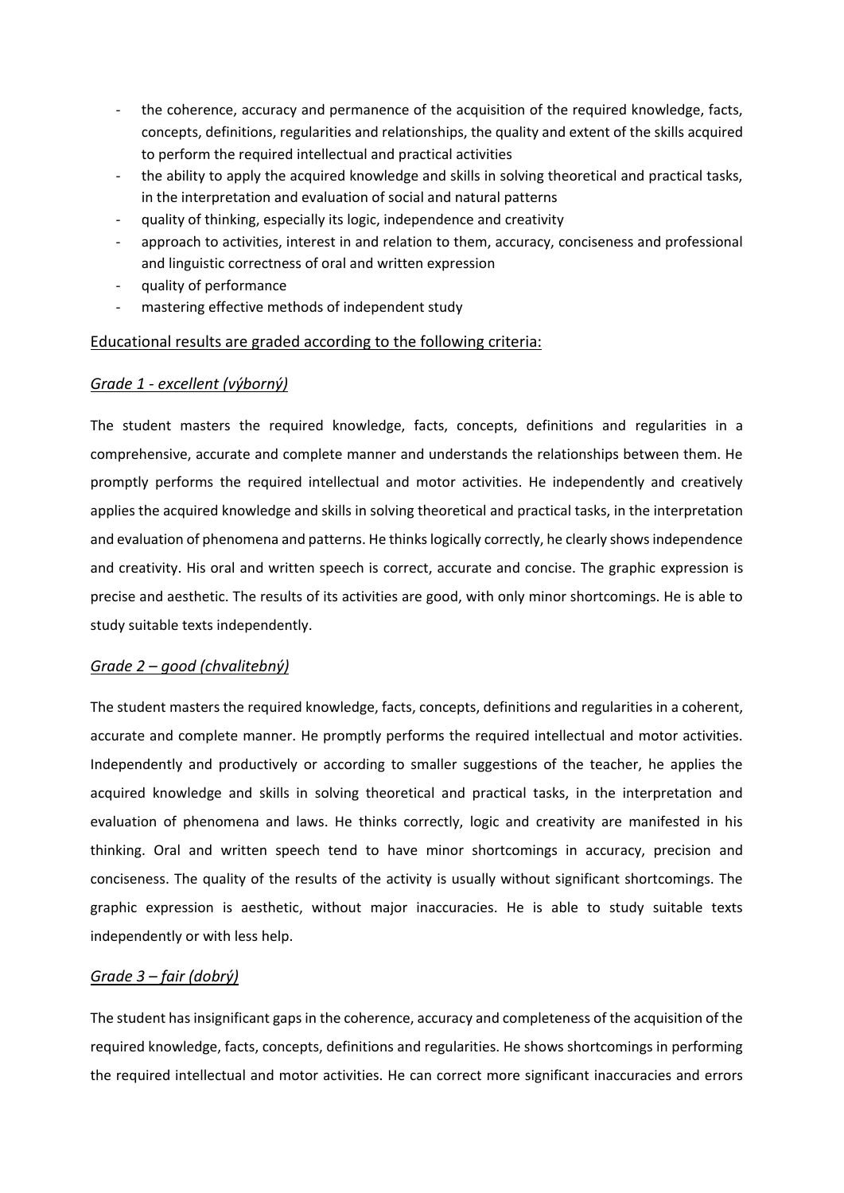- the coherence, accuracy and permanence of the acquisition of the required knowledge, facts, concepts, definitions, regularities and relationships, the quality and extent of the skills acquired to perform the required intellectual and practical activities
- the ability to apply the acquired knowledge and skills in solving theoretical and practical tasks, in the interpretation and evaluation of social and natural patterns
- quality of thinking, especially its logic, independence and creativity
- approach to activities, interest in and relation to them, accuracy, conciseness and professional and linguistic correctness of oral and written expression
- quality of performance
- mastering effective methods of independent study

Educational results are graded according to the following criteria:

*Grade 1 - excellent (výborný)*

The student masters the required knowledge, facts, concepts, definitions and regularities in a comprehensive, accurate and complete manner and understands the relationships between them. He promptly performs the required intellectual and motor activities. He independently and creatively applies the acquired knowledge and skills in solving theoretical and practical tasks, in the interpretation and evaluation of phenomena and patterns. He thinks logically correctly, he clearly shows independence and creativity. His oral and written speech is correct, accurate and concise. The graphic expression is precise and aesthetic. The results of its activities are good, with only minor shortcomings. He is able to study suitable texts independently.

*Grade 2 – good (chvalitebný)*

The student masters the required knowledge, facts, concepts, definitions and regularities in a coherent, accurate and complete manner. He promptly performs the required intellectual and motor activities. Independently and productively or according to smaller suggestions of the teacher, he applies the acquired knowledge and skills in solving theoretical and practical tasks, in the interpretation and evaluation of phenomena and laws. He thinks correctly, logic and creativity are manifested in his thinking. Oral and written speech tend to have minor shortcomings in accuracy, precision and conciseness. The quality of the results of the activity is usually without significant shortcomings. The graphic expression is aesthetic, without major inaccuracies. He is able to study suitable texts independently or with less help.

*Grade 3 – fair (dobrý)*

The student has insignificant gaps in the coherence, accuracy and completeness of the acquisition of the required knowledge, facts, concepts, definitions and regularities. He shows shortcomings in performing the required intellectual and motor activities. He can correct more significant inaccuracies and errors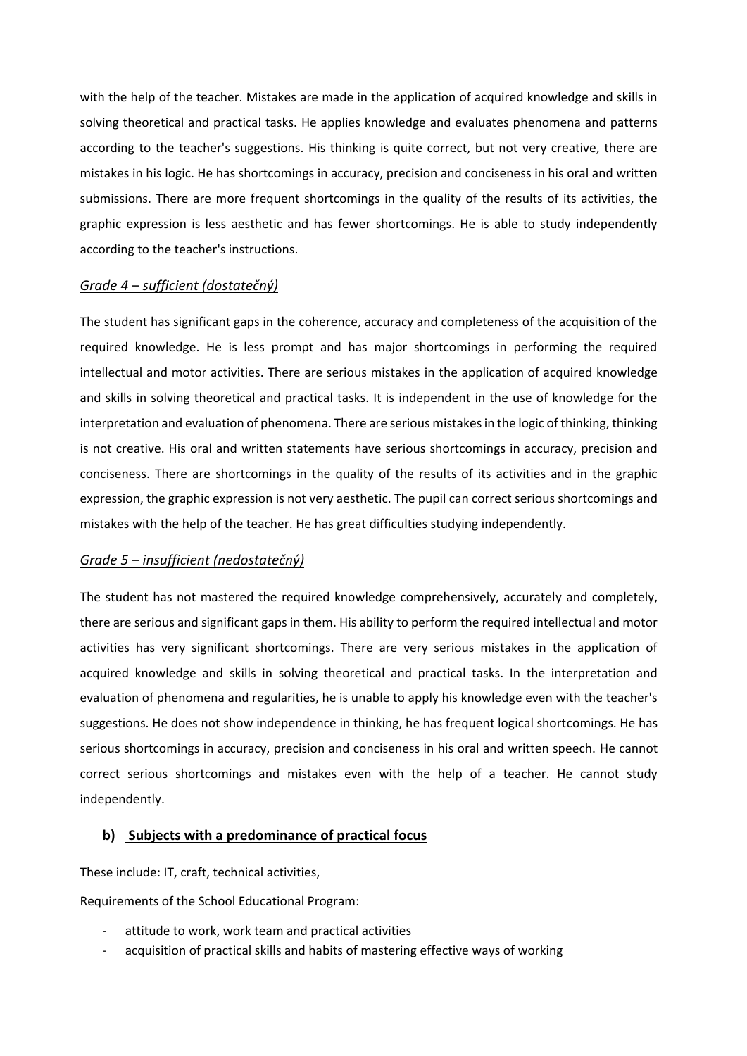with the help of the teacher. Mistakes are made in the application of acquired knowledge and skills in solving theoretical and practical tasks. He applies knowledge and evaluates phenomena and patterns according to the teacher's suggestions. His thinking is quite correct, but not very creative, there are mistakes in his logic. He has shortcomings in accuracy, precision and conciseness in his oral and written submissions. There are more frequent shortcomings in the quality of the results of its activities, the graphic expression is less aesthetic and has fewer shortcomings. He is able to study independently according to the teacher's instructions.

*Grade 4 – sufficient (dostatečný)*

The student has significant gaps in the coherence, accuracy and completeness of the acquisition of the required knowledge. He is less prompt and has major shortcomings in performing the required intellectual and motor activities. There are serious mistakes in the application of acquired knowledge and skills in solving theoretical and practical tasks. It is independent in the use of knowledge for the interpretation and evaluation of phenomena. There are serious mistakes in the logic of thinking, thinking is not creative. His oral and written statements have serious shortcomings in accuracy, precision and conciseness. There are shortcomings in the quality of the results of its activities and in the graphic expression, the graphic expression is not very aesthetic. The pupil can correct serious shortcomings and mistakes with the help of the teacher. He has great difficulties studying independently.

*Grade 5 – insufficient (nedostatečný)*

The student has not mastered the required knowledge comprehensively, accurately and completely, there are serious and significant gaps in them. His ability to perform the required intellectual and motor activities has very significant shortcomings. There are very serious mistakes in the application of acquired knowledge and skills in solving theoretical and practical tasks. In the interpretation and evaluation of phenomena and regularities, he is unable to apply his knowledge even with the teacher's suggestions. He does not show independence in thinking, he has frequent logical shortcomings. He has serious shortcomings in accuracy, precision and conciseness in his oral and written speech. He cannot correct serious shortcomings and mistakes even with the help of a teacher. He cannot study independently.

**b) Subjects with a predominance of practical focus**

These include: IT, craft, technical activities,

Requirements of the School Educational Program:

- attitude to work, work team and practical activities
- acquisition of practical skills and habits of mastering effective ways of working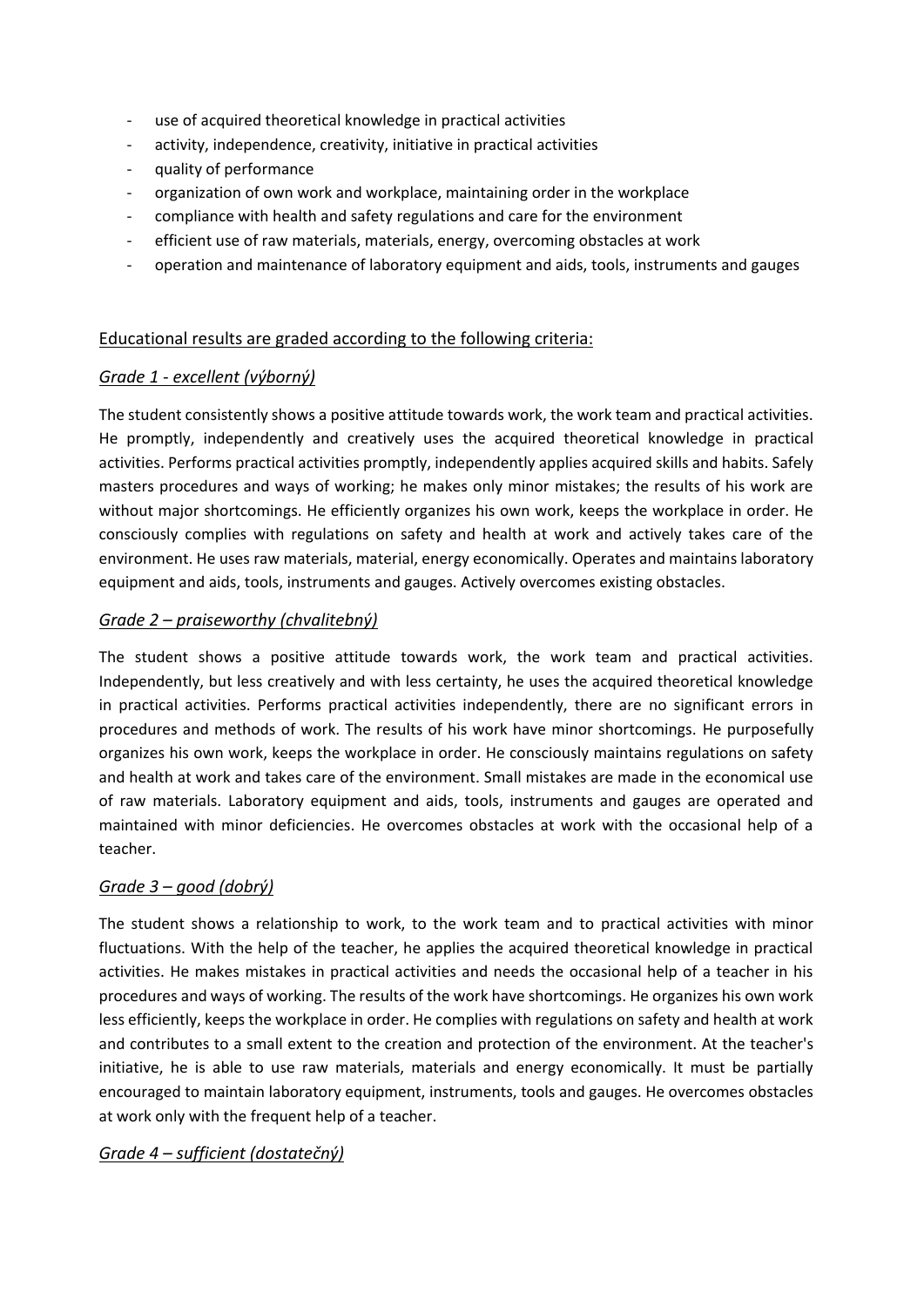- use of acquired theoretical knowledge in practical activities
- activity, independence, creativity, initiative in practical activities
- quality of performance
- organization of own work and workplace, maintaining order in the workplace
- compliance with health and safety regulations and care for the environment
- efficient use of raw materials, materials, energy, overcoming obstacles at work
- operation and maintenance of laboratory equipment and aids, tools, instruments and gauges

Educational results are graded according to the following criteria:

*Grade 1 - excellent (výborný)*

The student consistently shows a positive attitude towards work, the work team and practical activities. He promptly, independently and creatively uses the acquired theoretical knowledge in practical activities. Performs practical activities promptly, independently applies acquired skills and habits. Safely masters procedures and ways of working; he makes only minor mistakes; the results of his work are without major shortcomings. He efficiently organizes his own work, keeps the workplace in order. He consciously complies with regulations on safety and health at work and actively takes care of the environment. He uses raw materials, material, energy economically. Operates and maintains laboratory equipment and aids, tools, instruments and gauges. Actively overcomes existing obstacles.

*Grade 2 – praiseworthy (chvalitebný)*

The student shows a positive attitude towards work, the work team and practical activities. Independently, but less creatively and with less certainty, he uses the acquired theoretical knowledge in practical activities. Performs practical activities independently, there are no significant errors in procedures and methods of work. The results of his work have minor shortcomings. He purposefully organizes his own work, keeps the workplace in order. He consciously maintains regulations on safety and health at work and takes care of the environment. Small mistakes are made in the economical use of raw materials. Laboratory equipment and aids, tools, instruments and gauges are operated and maintained with minor deficiencies. He overcomes obstacles at work with the occasional help of a teacher.

*Grade 3 – good (dobrý)*

The student shows a relationship to work, to the work team and to practical activities with minor fluctuations. With the help of the teacher, he applies the acquired theoretical knowledge in practical activities. He makes mistakes in practical activities and needs the occasional help of a teacher in his procedures and ways of working. The results of the work have shortcomings. He organizes his own work less efficiently, keeps the workplace in order. He complies with regulations on safety and health at work and contributes to a small extent to the creation and protection of the environment. At the teacher's initiative, he is able to use raw materials, materials and energy economically. It must be partially encouraged to maintain laboratory equipment, instruments, tools and gauges. He overcomes obstacles at work only with the frequent help of a teacher.

*Grade 4 – sufficient (dostatečný)*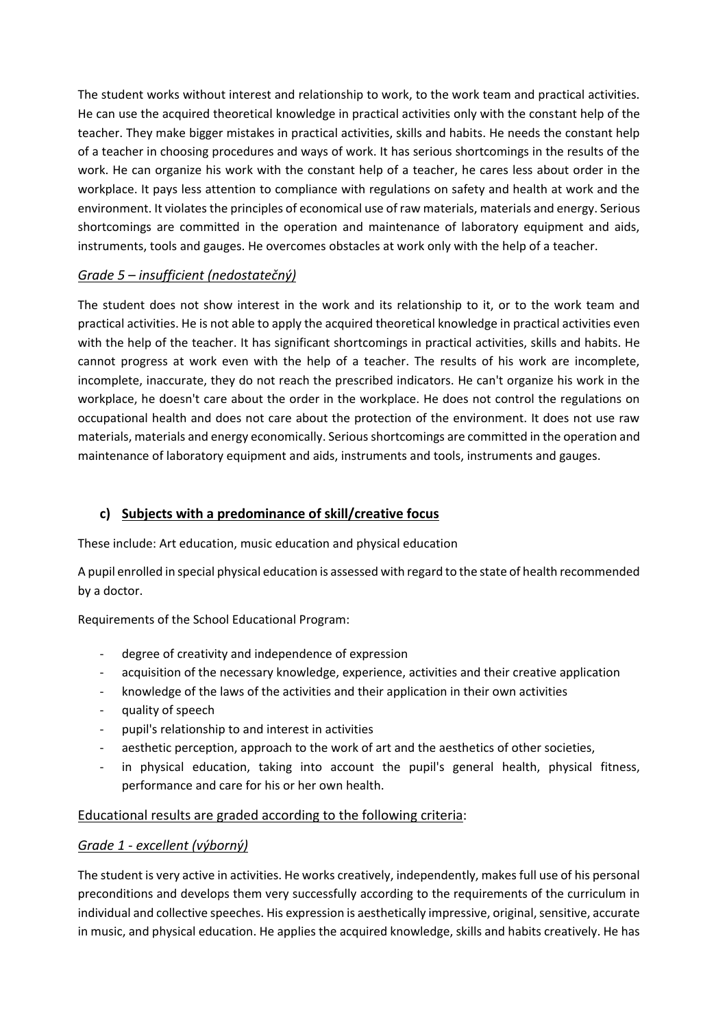The student works without interest and relationship to work, to the work team and practical activities. He can use the acquired theoretical knowledge in practical activities only with the constant help of the teacher. They make bigger mistakes in practical activities, skills and habits. He needs the constant help of a teacher in choosing procedures and ways of work. It has serious shortcomings in the results of the work. He can organize his work with the constant help of a teacher, he cares less about order in the workplace. It pays less attention to compliance with regulations on safety and health at work and the environment. It violates the principles of economical use of raw materials, materials and energy. Serious shortcomings are committed in the operation and maintenance of laboratory equipment and aids, instruments, tools and gauges. He overcomes obstacles at work only with the help of a teacher.

*Grade 5 – insufficient (nedostatečný)*

The student does not show interest in the work and its relationship to it, or to the work team and practical activities. He is not able to apply the acquired theoretical knowledge in practical activities even with the help of the teacher. It has significant shortcomings in practical activities, skills and habits. He cannot progress at work even with the help of a teacher. The results of his work are incomplete, incomplete, inaccurate, they do not reach the prescribed indicators. He can't organize his work in the workplace, he doesn't care about the order in the workplace. He does not control the regulations on occupational health and does not care about the protection of the environment. It does not use raw materials, materials and energy economically. Serious shortcomings are committed in the operation and maintenance of laboratory equipment and aids, instruments and tools, instruments and gauges.

## c) Subjects with a predominance of skill/creative focus

These include: Art education, music education and physical education

A pupil enrolled in special physical education is assessed with regard to the state of health recommended by a doctor.

Requirements of the School Educational Program:

- degree of creativity and independence of expression
- acquisition of the necessary knowledge, experience, activities and their creative application
- knowledge of the laws of the activities and their application in their own activities
- quality of speech
- pupil's relationship to and interest in activities
- aesthetic perception, approach to the work of art and the aesthetics of other societies,
- in physical education, taking into account the pupil's general health, physical fitness, performance and care for his or her own health.

Educational results are graded according to the following criteria:

*Grade 1 - excellent (výborný)*

The student is very active in activities. He works creatively, independently, makes full use of his personal preconditions and develops them very successfully according to the requirements of the curriculum in individual and collective speeches. His expression is aesthetically impressive, original, sensitive, accurate in music, and physical education. He applies the acquired knowledge, skills and habits creatively. He has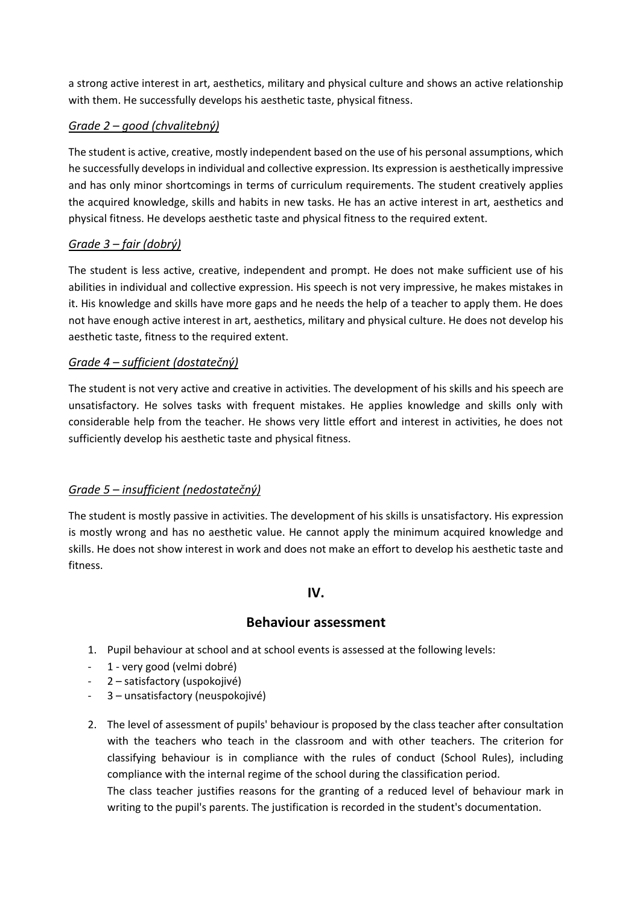a strong active interest in art, aesthetics, military and physical culture and shows an active relationship with them. He successfully develops his aesthetic taste, physical fitness.

*Grade 2 – good (chvalitebný)*

The student is active, creative, mostly independent based on the use of his personal assumptions, which he successfully develops in individual and collective expression. Its expression is aesthetically impressive and has only minor shortcomings in terms of curriculum requirements. The student creatively applies the acquired knowledge, skills and habits in new tasks. He has an active interest in art, aesthetics and physical fitness. He develops aesthetic taste and physical fitness to the required extent.

*Grade 3 – fair (dobrý)*

The student is less active, creative, independent and prompt. He does not make sufficient use of his abilities in individual and collective expression. His speech is not very impressive, he makes mistakes in it. His knowledge and skills have more gaps and he needs the help of a teacher to apply them. He does not have enough active interest in art, aesthetics, military and physical culture. He does not develop his aesthetic taste, fitness to the required extent.

*Grade 4 – sufficient (dostatečný)*

The student is not very active and creative in activities. The development of his skills and his speech are unsatisfactory. He solves tasks with frequent mistakes. He applies knowledge and skills only with considerable help from the teacher. He shows very little effort and interest in activities, he does not sufficiently develop his aesthetic taste and physical fitness.

*Grade 5 – insufficient (nedostatečný)*

The student is mostly passive in activities. The development of his skills is unsatisfactory. His expression is mostly wrong and has no aesthetic value. He cannot apply the minimum acquired knowledge and skills. He does not show interest in work and does not make an effort to develop his aesthetic taste and fitness.

## IV.

## Behaviour assessment

1. Pupil behaviour at school and at school events is assessed at the following levels:
   - 1 - very good (velmi dobré)
   - 2 – satisfactory (uspokojivé)
   - 3 – unsatisfactory (neuspokojivé)
2. The level of assessment of pupils' behaviour is proposed by the class teacher after consultation with the teachers who teach in the classroom and with other teachers. The criterion for classifying behaviour is in compliance with the rules of conduct (School Rules), including compliance with the internal regime of the school during the classification period.
   The class teacher justifies reasons for the granting of a reduced level of behaviour mark in writing to the pupil's parents. The justification is recorded in the student's documentation.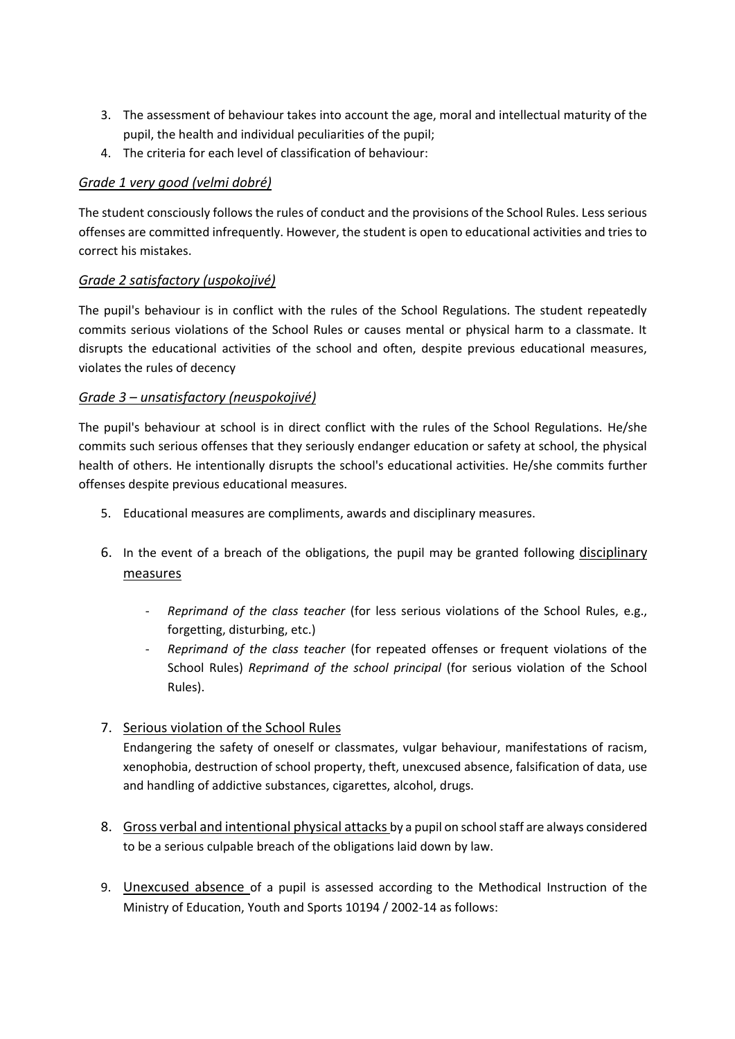3. The assessment of behaviour takes into account the age, moral and intellectual maturity of the pupil, the health and individual peculiarities of the pupil;
4. The criteria for each level of classification of behaviour:

*Grade 1 very good (velmi dobré)*

The student consciously follows the rules of conduct and the provisions of the School Rules. Less serious offenses are committed infrequently. However, the student is open to educational activities and tries to correct his mistakes.

*Grade 2 satisfactory (uspokojivé)*

The pupil's behaviour is in conflict with the rules of the School Regulations. The student repeatedly commits serious violations of the School Rules or causes mental or physical harm to a classmate. It disrupts the educational activities of the school and often, despite previous educational measures, violates the rules of decency

*Grade 3 – unsatisfactory (neuspokojivé)*

The pupil's behaviour at school is in direct conflict with the rules of the School Regulations. He/she commits such serious offenses that they seriously endanger education or safety at school, the physical health of others. He intentionally disrupts the school's educational activities. He/she commits further offenses despite previous educational measures.

5. Educational measures are compliments, awards and disciplinary measures.

6. In the event of a breach of the obligations, the pupil may be granted following disciplinary measures

   - *Reprimand of the class teacher* (for less serious violations of the School Rules, e.g., forgetting, disturbing, etc.)
   - *Reprimand of the class teacher* (for repeated offenses or frequent violations of the School Rules) *Reprimand of the school principal* (for serious violation of the School Rules).

7. Serious violation of the School Rules

   Endangering the safety of oneself or classmates, vulgar behaviour, manifestations of racism, xenophobia, destruction of school property, theft, unexcused absence, falsification of data, use and handling of addictive substances, cigarettes, alcohol, drugs.

8. Gross verbal and intentional physical attacks by a pupil on school staff are always considered to be a serious culpable breach of the obligations laid down by law.

9. Unexcused absence of a pupil is assessed according to the Methodical Instruction of the Ministry of Education, Youth and Sports 10194 / 2002-14 as follows: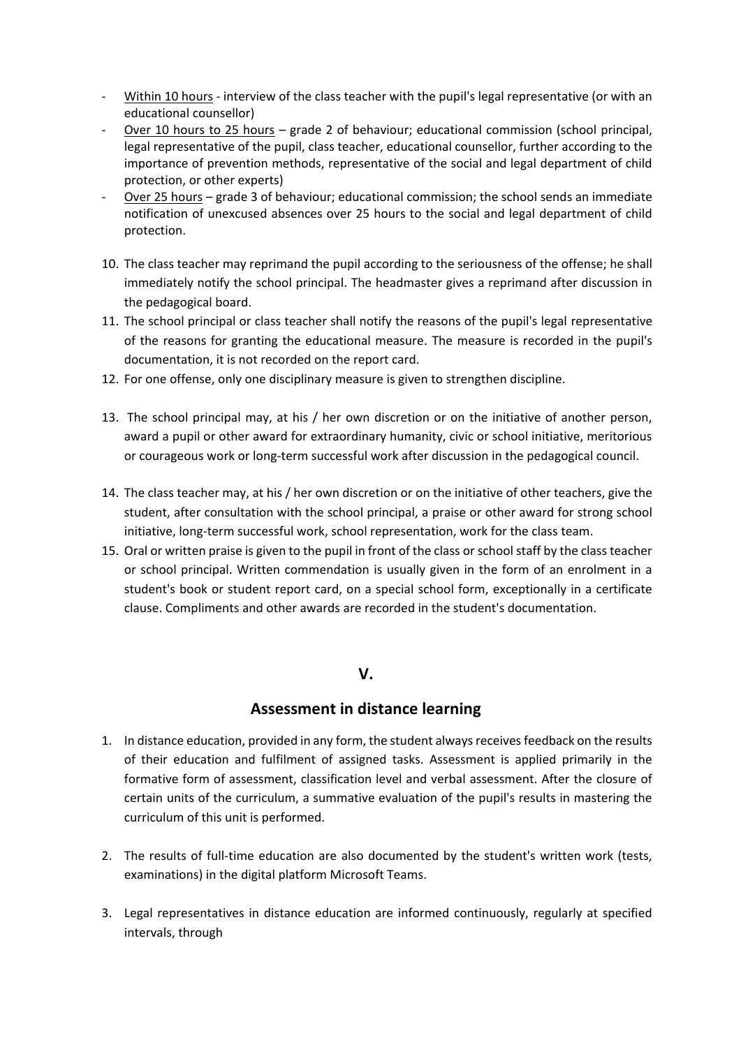- <u>Within 10 hours</u> - interview of the class teacher with the pupil's legal representative (or with an educational counsellor)
- <u>Over 10 hours to 25 hours</u> – grade 2 of behaviour; educational commission (school principal, legal representative of the pupil, class teacher, educational counsellor, further according to the importance of prevention methods, representative of the social and legal department of child protection, or other experts)
- <u>Over 25 hours</u> – grade 3 of behaviour; educational commission; the school sends an immediate notification of unexcused absences over 25 hours to the social and legal department of child protection.

10. The class teacher may reprimand the pupil according to the seriousness of the offense; he shall immediately notify the school principal. The headmaster gives a reprimand after discussion in the pedagogical board.
11. The school principal or class teacher shall notify the reasons of the pupil's legal representative of the reasons for granting the educational measure. The measure is recorded in the pupil's documentation, it is not recorded on the report card.
12. For one offense, only one disciplinary measure is given to strengthen discipline.
13. The school principal may, at his / her own discretion or on the initiative of another person, award a pupil or other award for extraordinary humanity, civic or school initiative, meritorious or courageous work or long-term successful work after discussion in the pedagogical council.
14. The class teacher may, at his / her own discretion or on the initiative of other teachers, give the student, after consultation with the school principal, a praise or other award for strong school initiative, long-term successful work, school representation, work for the class team.
15. Oral or written praise is given to the pupil in front of the class or school staff by the class teacher or school principal. Written commendation is usually given in the form of an enrolment in a student's book or student report card, on a special school form, exceptionally in a certificate clause. Compliments and other awards are recorded in the student's documentation.

# V.

## Assessment in distance learning

1. In distance education, provided in any form, the student always receives feedback on the results of their education and fulfilment of assigned tasks. Assessment is applied primarily in the formative form of assessment, classification level and verbal assessment. After the closure of certain units of the curriculum, a summative evaluation of the pupil's results in mastering the curriculum of this unit is performed.
2. The results of full-time education are also documented by the student's written work (tests, examinations) in the digital platform Microsoft Teams.
3. Legal representatives in distance education are informed continuously, regularly at specified intervals, through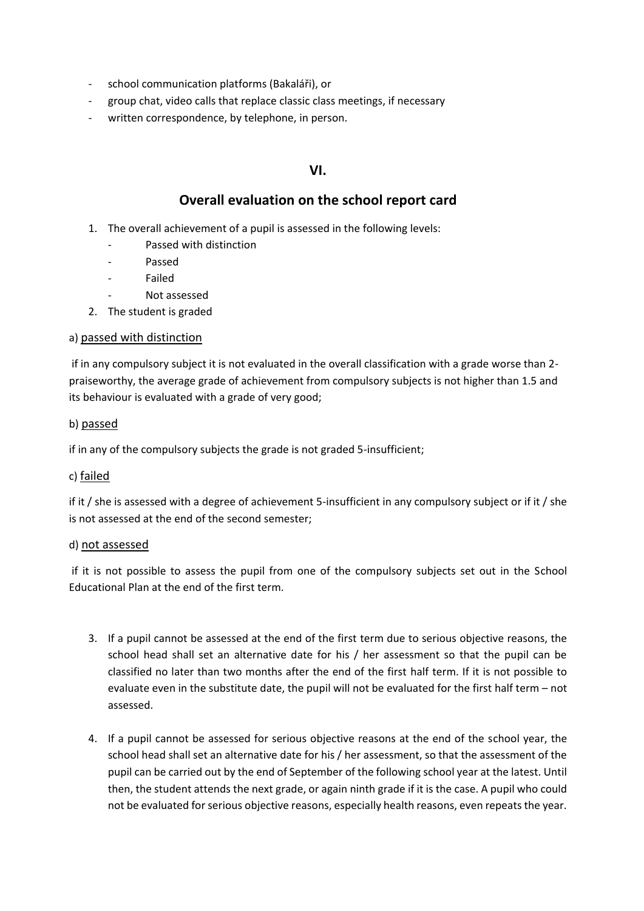- school communication platforms (Bakaláři), or
- group chat, video calls that replace classic class meetings, if necessary
- written correspondence, by telephone, in person.

## VI.

## Overall evaluation on the school report card

1. The overall achievement of a pupil is assessed in the following levels:
   - Passed with distinction
   - Passed
   - Failed
   - Not assessed
2. The student is graded

a) passed with distinction

if in any compulsory subject it is not evaluated in the overall classification with a grade worse than 2-praiseworthy, the average grade of achievement from compulsory subjects is not higher than 1.5 and its behaviour is evaluated with a grade of very good;

b) passed

if in any of the compulsory subjects the grade is not graded 5-insufficient;

c) failed

if it / she is assessed with a degree of achievement 5-insufficient in any compulsory subject or if it / she is not assessed at the end of the second semester;

d) not assessed

if it is not possible to assess the pupil from one of the compulsory subjects set out in the School Educational Plan at the end of the first term.

3. If a pupil cannot be assessed at the end of the first term due to serious objective reasons, the school head shall set an alternative date for his / her assessment so that the pupil can be classified no later than two months after the end of the first half term. If it is not possible to evaluate even in the substitute date, the pupil will not be evaluated for the first half term – not assessed.

4. If a pupil cannot be assessed for serious objective reasons at the end of the school year, the school head shall set an alternative date for his / her assessment, so that the assessment of the pupil can be carried out by the end of September of the following school year at the latest. Until then, the student attends the next grade, or again ninth grade if it is the case. A pupil who could not be evaluated for serious objective reasons, especially health reasons, even repeats the year.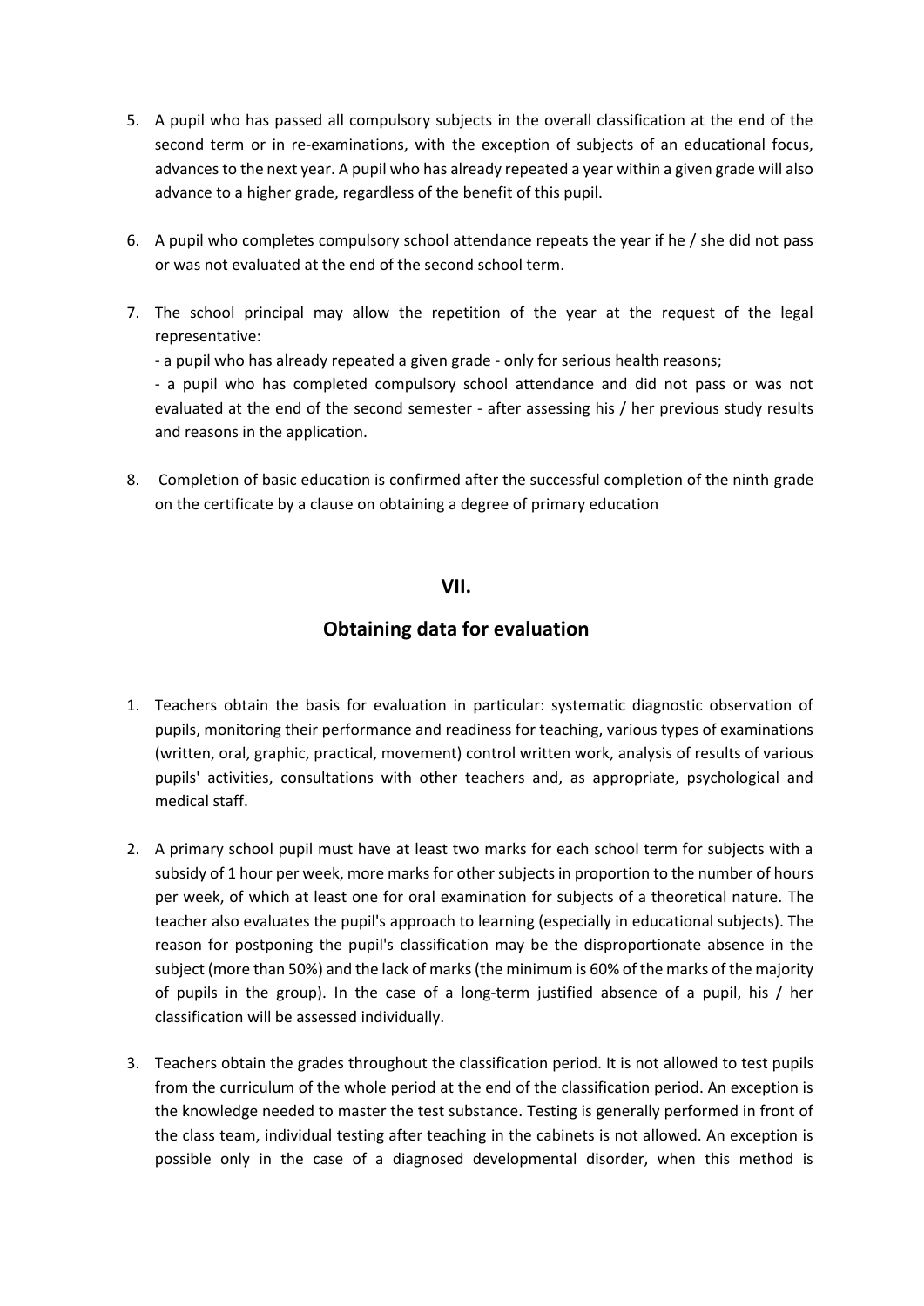5. A pupil who has passed all compulsory subjects in the overall classification at the end of the second term or in re-examinations, with the exception of subjects of an educational focus, advances to the next year. A pupil who has already repeated a year within a given grade will also advance to a higher grade, regardless of the benefit of this pupil.

6. A pupil who completes compulsory school attendance repeats the year if he / she did not pass or was not evaluated at the end of the second school term.

7. The school principal may allow the repetition of the year at the request of the legal representative:
   - a pupil who has already repeated a given grade - only for serious health reasons;
   - a pupil who has completed compulsory school attendance and did not pass or was not evaluated at the end of the second semester - after assessing his / her previous study results and reasons in the application.

8. Completion of basic education is confirmed after the successful completion of the ninth grade on the certificate by a clause on obtaining a degree of primary education

## VII.

## Obtaining data for evaluation

1. Teachers obtain the basis for evaluation in particular: systematic diagnostic observation of pupils, monitoring their performance and readiness for teaching, various types of examinations (written, oral, graphic, practical, movement) control written work, analysis of results of various pupils' activities, consultations with other teachers and, as appropriate, psychological and medical staff.

2. A primary school pupil must have at least two marks for each school term for subjects with a subsidy of 1 hour per week, more marks for other subjects in proportion to the number of hours per week, of which at least one for oral examination for subjects of a theoretical nature. The teacher also evaluates the pupil's approach to learning (especially in educational subjects). The reason for postponing the pupil's classification may be the disproportionate absence in the subject (more than 50%) and the lack of marks (the minimum is 60% of the marks of the majority of pupils in the group). In the case of a long-term justified absence of a pupil, his / her classification will be assessed individually.

3. Teachers obtain the grades throughout the classification period. It is not allowed to test pupils from the curriculum of the whole period at the end of the classification period. An exception is the knowledge needed to master the test substance. Testing is generally performed in front of the class team, individual testing after teaching in the cabinets is not allowed. An exception is possible only in the case of a diagnosed developmental disorder, when this method is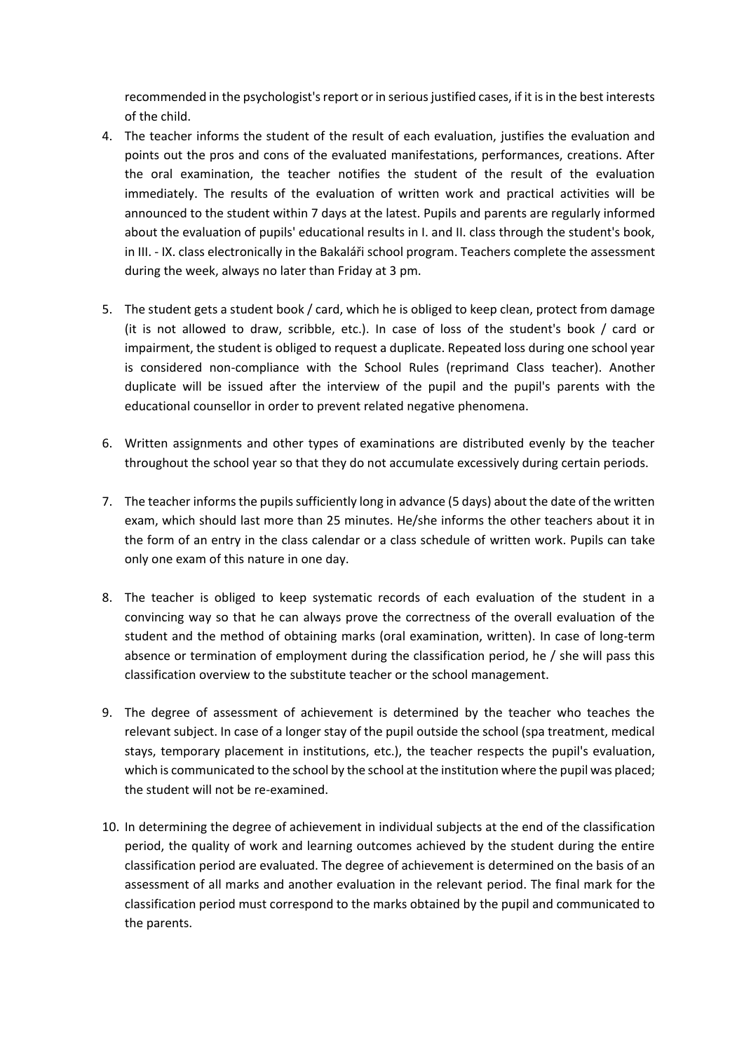recommended in the psychologist's report or in serious justified cases, if it is in the best interests of the child.

4. The teacher informs the student of the result of each evaluation, justifies the evaluation and points out the pros and cons of the evaluated manifestations, performances, creations. After the oral examination, the teacher notifies the student of the result of the evaluation immediately. The results of the evaluation of written work and practical activities will be announced to the student within 7 days at the latest. Pupils and parents are regularly informed about the evaluation of pupils' educational results in I. and II. class through the student's book, in III. - IX. class electronically in the Bakaláři school program. Teachers complete the assessment during the week, always no later than Friday at 3 pm.

5. The student gets a student book / card, which he is obliged to keep clean, protect from damage (it is not allowed to draw, scribble, etc.). In case of loss of the student's book / card or impairment, the student is obliged to request a duplicate. Repeated loss during one school year is considered non-compliance with the School Rules (reprimand Class teacher). Another duplicate will be issued after the interview of the pupil and the pupil's parents with the educational counsellor in order to prevent related negative phenomena.

6. Written assignments and other types of examinations are distributed evenly by the teacher throughout the school year so that they do not accumulate excessively during certain periods.

7. The teacher informs the pupils sufficiently long in advance (5 days) about the date of the written exam, which should last more than 25 minutes. He/she informs the other teachers about it in the form of an entry in the class calendar or a class schedule of written work. Pupils can take only one exam of this nature in one day.

8. The teacher is obliged to keep systematic records of each evaluation of the student in a convincing way so that he can always prove the correctness of the overall evaluation of the student and the method of obtaining marks (oral examination, written). In case of long-term absence or termination of employment during the classification period, he / she will pass this classification overview to the substitute teacher or the school management.

9. The degree of assessment of achievement is determined by the teacher who teaches the relevant subject. In case of a longer stay of the pupil outside the school (spa treatment, medical stays, temporary placement in institutions, etc.), the teacher respects the pupil's evaluation, which is communicated to the school by the school at the institution where the pupil was placed; the student will not be re-examined.

10. In determining the degree of achievement in individual subjects at the end of the classification period, the quality of work and learning outcomes achieved by the student during the entire classification period are evaluated. The degree of achievement is determined on the basis of an assessment of all marks and another evaluation in the relevant period. The final mark for the classification period must correspond to the marks obtained by the pupil and communicated to the parents.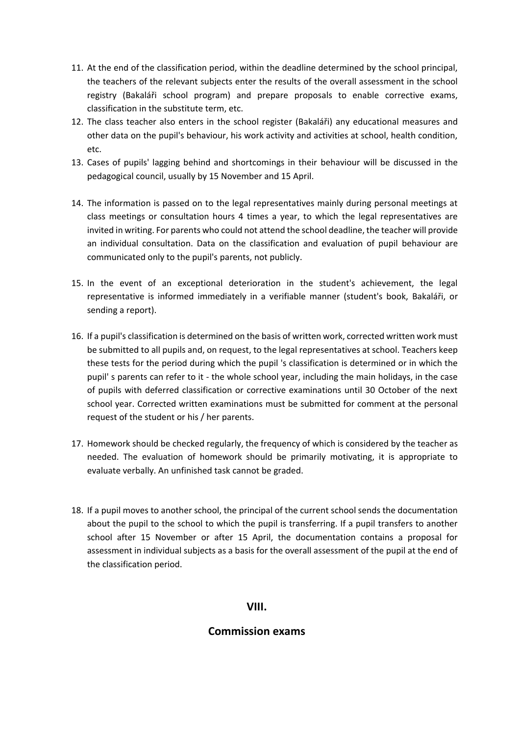11. At the end of the classification period, within the deadline determined by the school principal, the teachers of the relevant subjects enter the results of the overall assessment in the school registry (Bakaláři school program) and prepare proposals to enable corrective exams, classification in the substitute term, etc.
12. The class teacher also enters in the school register (Bakaláři) any educational measures and other data on the pupil's behaviour, his work activity and activities at school, health condition, etc.
13. Cases of pupils' lagging behind and shortcomings in their behaviour will be discussed in the pedagogical council, usually by 15 November and 15 April.
14. The information is passed on to the legal representatives mainly during personal meetings at class meetings or consultation hours 4 times a year, to which the legal representatives are invited in writing. For parents who could not attend the school deadline, the teacher will provide an individual consultation. Data on the classification and evaluation of pupil behaviour are communicated only to the pupil's parents, not publicly.
15. In the event of an exceptional deterioration in the student's achievement, the legal representative is informed immediately in a verifiable manner (student's book, Bakaláři, or sending a report).
16. If a pupil's classification is determined on the basis of written work, corrected written work must be submitted to all pupils and, on request, to the legal representatives at school. Teachers keep these tests for the period during which the pupil 's classification is determined or in which the pupil' s parents can refer to it - the whole school year, including the main holidays, in the case of pupils with deferred classification or corrective examinations until 30 October of the next school year. Corrected written examinations must be submitted for comment at the personal request of the student or his / her parents.
17. Homework should be checked regularly, the frequency of which is considered by the teacher as needed. The evaluation of homework should be primarily motivating, it is appropriate to evaluate verbally. An unfinished task cannot be graded.
18. If a pupil moves to another school, the principal of the current school sends the documentation about the pupil to the school to which the pupil is transferring. If a pupil transfers to another school after 15 November or after 15 April, the documentation contains a proposal for assessment in individual subjects as a basis for the overall assessment of the pupil at the end of the classification period.

## VIII.

## Commission exams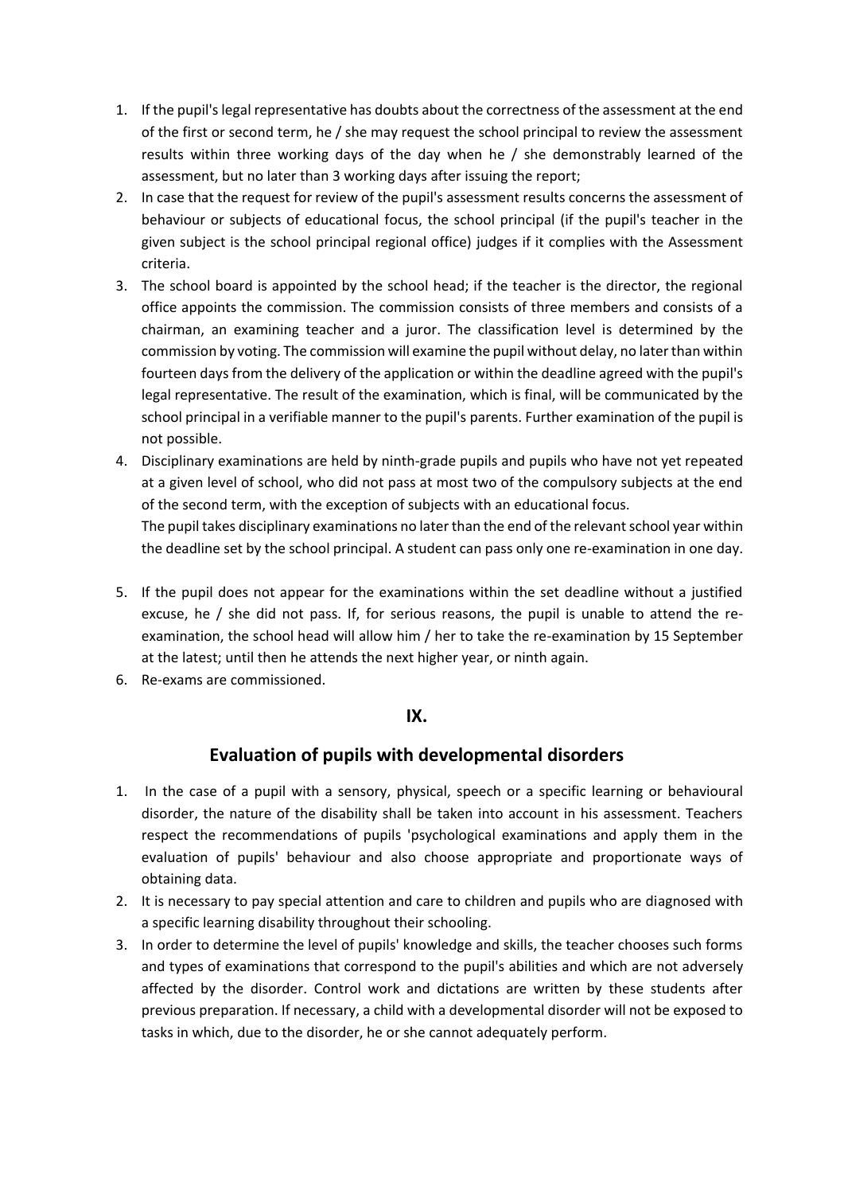1. If the pupil's legal representative has doubts about the correctness of the assessment at the end of the first or second term, he / she may request the school principal to review the assessment results within three working days of the day when he / she demonstrably learned of the assessment, but no later than 3 working days after issuing the report;
2. In case that the request for review of the pupil's assessment results concerns the assessment of behaviour or subjects of educational focus, the school principal (if the pupil's teacher in the given subject is the school principal regional office) judges if it complies with the Assessment criteria.
3. The school board is appointed by the school head; if the teacher is the director, the regional office appoints the commission. The commission consists of three members and consists of a chairman, an examining teacher and a juror. The classification level is determined by the commission by voting. The commission will examine the pupil without delay, no later than within fourteen days from the delivery of the application or within the deadline agreed with the pupil's legal representative. The result of the examination, which is final, will be communicated by the school principal in a verifiable manner to the pupil's parents. Further examination of the pupil is not possible.
4. Disciplinary examinations are held by ninth-grade pupils and pupils who have not yet repeated at a given level of school, who did not pass at most two of the compulsory subjects at the end of the second term, with the exception of subjects with an educational focus.
   The pupil takes disciplinary examinations no later than the end of the relevant school year within the deadline set by the school principal. A student can pass only one re-examination in one day.
5. If the pupil does not appear for the examinations within the set deadline without a justified excuse, he / she did not pass. If, for serious reasons, the pupil is unable to attend the re-examination, the school head will allow him / her to take the re-examination by 15 September at the latest; until then he attends the next higher year, or ninth again.
6. Re-exams are commissioned.

## IX.

## Evaluation of pupils with developmental disorders

1. In the case of a pupil with a sensory, physical, speech or a specific learning or behavioural disorder, the nature of the disability shall be taken into account in his assessment. Teachers respect the recommendations of pupils 'psychological examinations and apply them in the evaluation of pupils' behaviour and also choose appropriate and proportionate ways of obtaining data.
2. It is necessary to pay special attention and care to children and pupils who are diagnosed with a specific learning disability throughout their schooling.
3. In order to determine the level of pupils' knowledge and skills, the teacher chooses such forms and types of examinations that correspond to the pupil's abilities and which are not adversely affected by the disorder. Control work and dictations are written by these students after previous preparation. If necessary, a child with a developmental disorder will not be exposed to tasks in which, due to the disorder, he or she cannot adequately perform.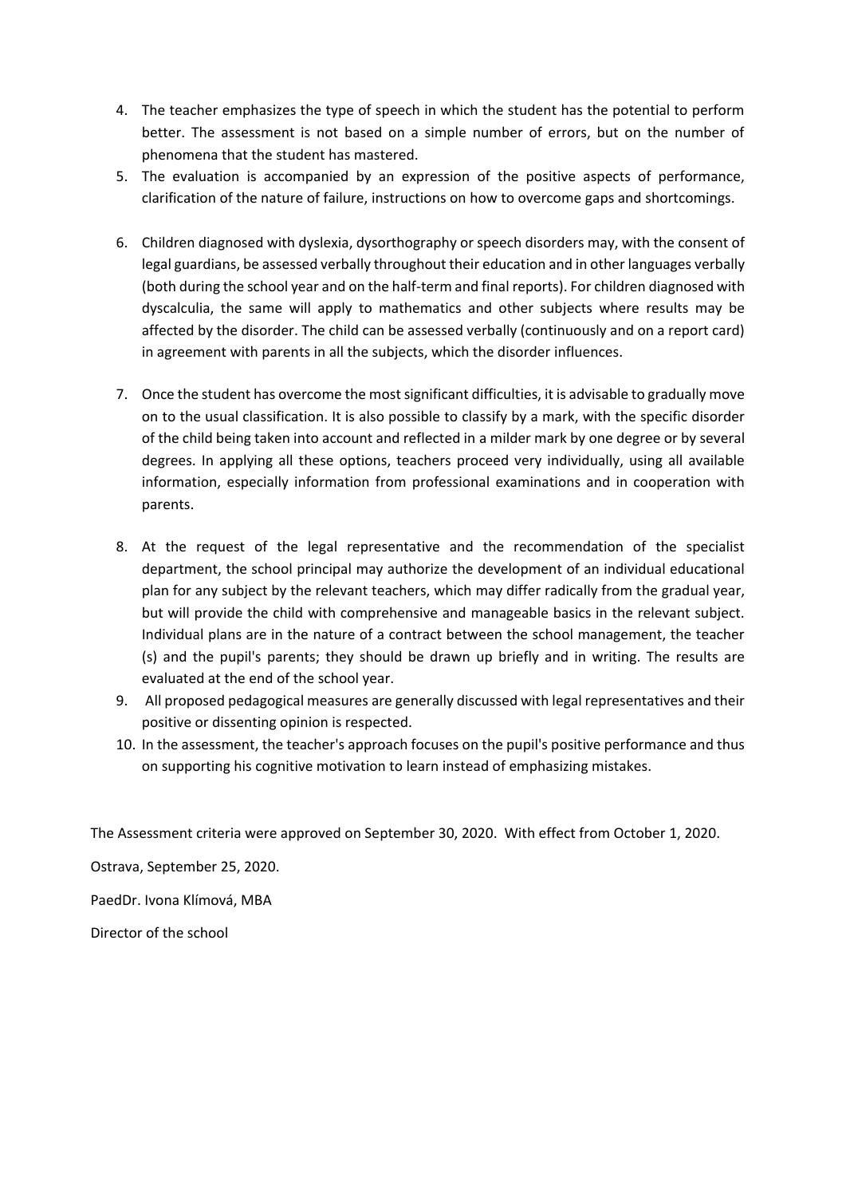4. The teacher emphasizes the type of speech in which the student has the potential to perform better. The assessment is not based on a simple number of errors, but on the number of phenomena that the student has mastered.
5. The evaluation is accompanied by an expression of the positive aspects of performance, clarification of the nature of failure, instructions on how to overcome gaps and shortcomings.
6. Children diagnosed with dyslexia, dysorthography or speech disorders may, with the consent of legal guardians, be assessed verbally throughout their education and in other languages verbally (both during the school year and on the half-term and final reports). For children diagnosed with dyscalculia, the same will apply to mathematics and other subjects where results may be affected by the disorder. The child can be assessed verbally (continuously and on a report card) in agreement with parents in all the subjects, which the disorder influences.
7. Once the student has overcome the most significant difficulties, it is advisable to gradually move on to the usual classification. It is also possible to classify by a mark, with the specific disorder of the child being taken into account and reflected in a milder mark by one degree or by several degrees. In applying all these options, teachers proceed very individually, using all available information, especially information from professional examinations and in cooperation with parents.
8. At the request of the legal representative and the recommendation of the specialist department, the school principal may authorize the development of an individual educational plan for any subject by the relevant teachers, which may differ radically from the gradual year, but will provide the child with comprehensive and manageable basics in the relevant subject. Individual plans are in the nature of a contract between the school management, the teacher (s) and the pupil's parents; they should be drawn up briefly and in writing. The results are evaluated at the end of the school year.
9. All proposed pedagogical measures are generally discussed with legal representatives and their positive or dissenting opinion is respected.
10. In the assessment, the teacher's approach focuses on the pupil's positive performance and thus on supporting his cognitive motivation to learn instead of emphasizing mistakes.

The Assessment criteria were approved on September 30, 2020. With effect from October 1, 2020.

Ostrava, September 25, 2020.

PaedDr. Ivona Klímová, MBA

Director of the school